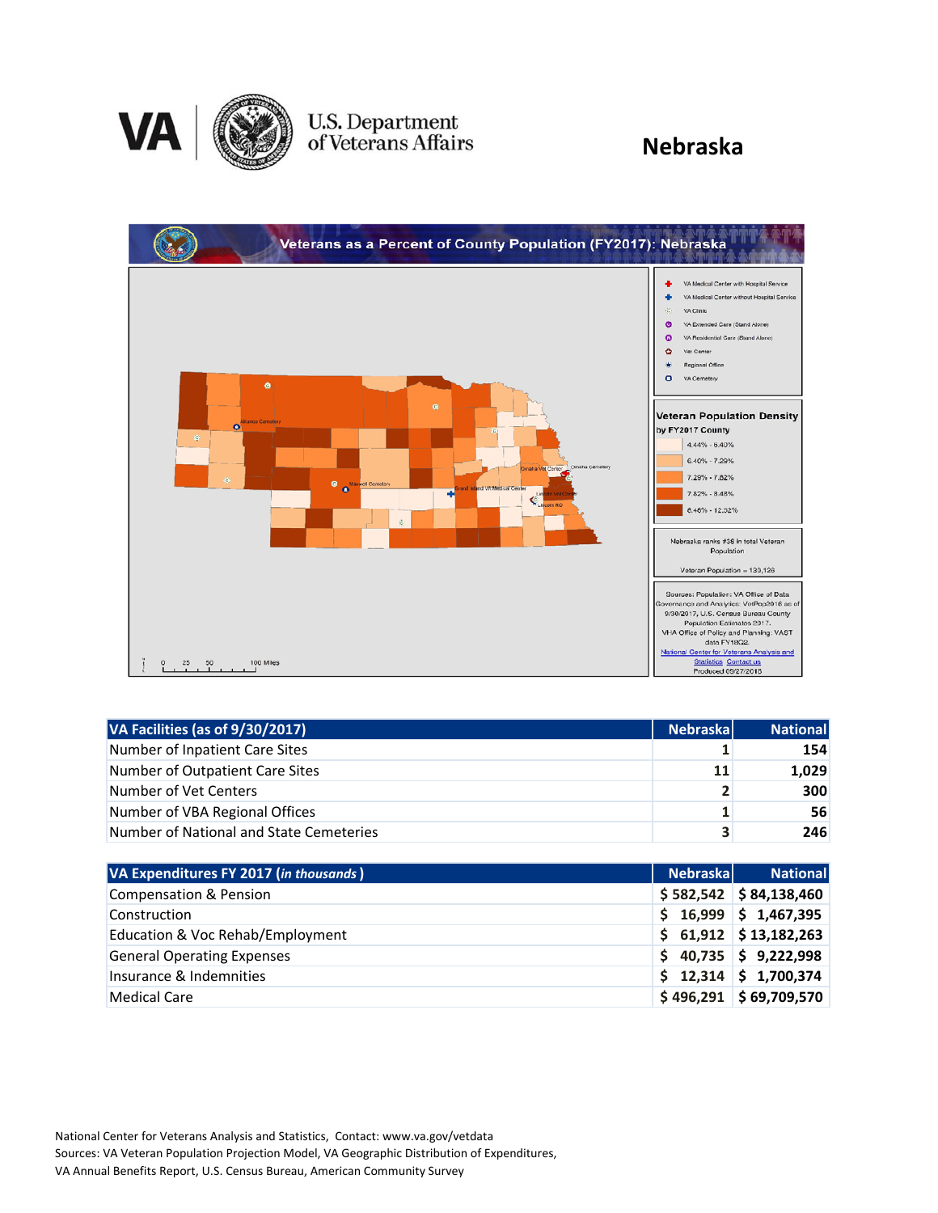# Nebraska

Veterans as a Percent of County Population (FY2017): Nebraska

| VA Facilities (as of 9/30/2017) | Nebraska | National |
|---|---|---|
| Number of Inpatient Care Sites | 1 | 154 |
| Number of Outpatient Care Sites | 11 | 1,029 |
| Number of Vet Centers | 2 | 300 |
| Number of VBA Regional Offices | 1 | 56 |
| Number of National and State Cemeteries | 3 | 246 |

| VA Expenditures FY 2017 (*in thousands*) | Nebraska | National |
|---|---|---|
| Compensation & Pension | $ 582,542 | $ 84,138,460 |
| Construction | $ 16,999 | $ 1,467,395 |
| Education & Voc Rehab/Employment | $ 61,912 | $ 13,182,263 |
| General Operating Expenses | $ 40,735 | $ 9,222,998 |
| Insurance & Indemnities | $ 12,314 | $ 1,700,374 |
| Medical Care | $ 496,291 | $ 69,709,570 |

National Center for Veterans Analysis and Statistics, Contact: www.va.gov/vetdata
Sources: VA Veteran Population Projection Model, VA Geographic Distribution of Expenditures, VA Annual Benefits Report, U.S. Census Bureau, American Community Survey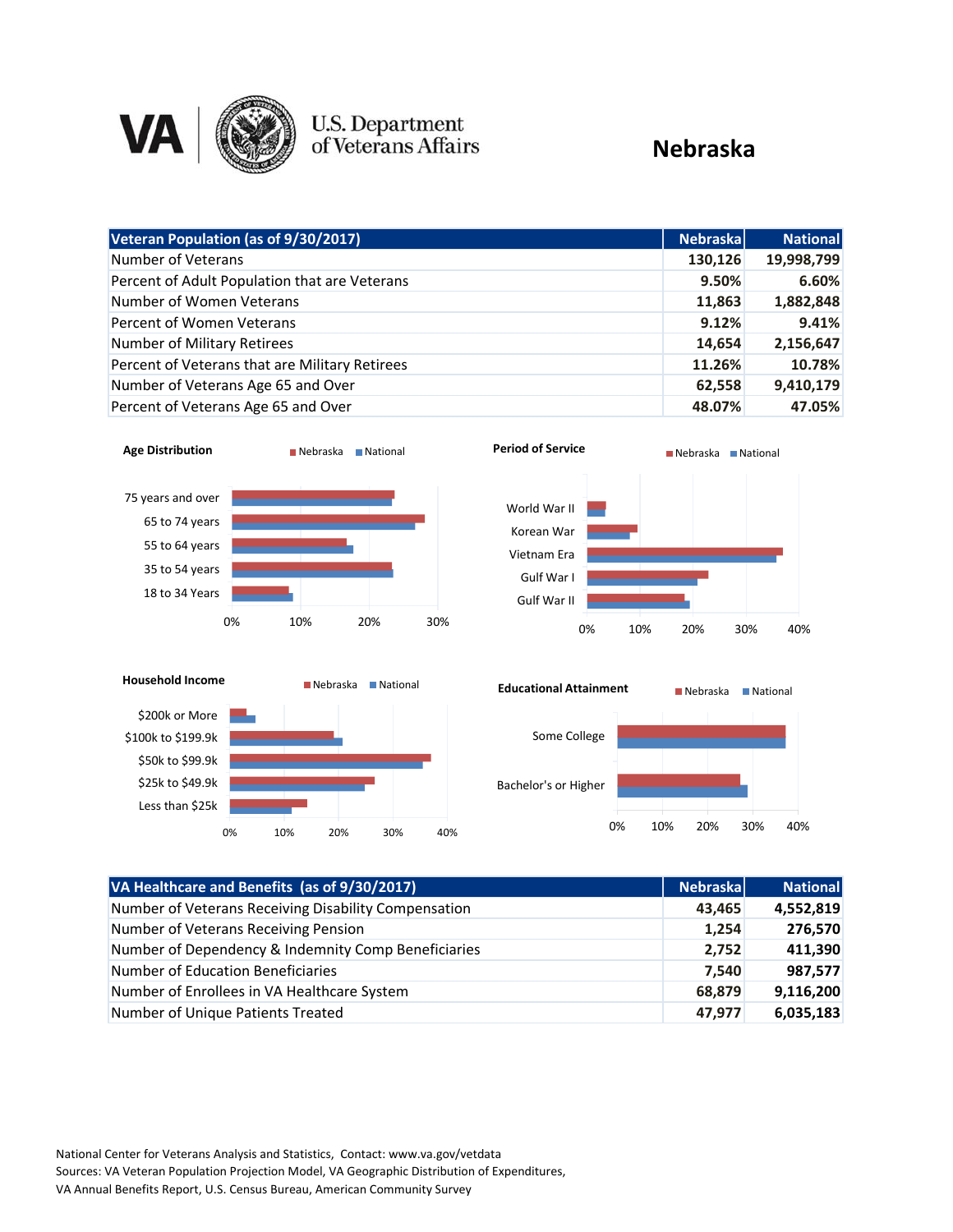# U.S. Department of Veterans Affairs

## Nebraska

| Veteran Population (as of 9/30/2017) | Nebraska | National |
|---|---|---|
| Number of Veterans | 130,126 | 19,998,799 |
| Percent of Adult Population that are Veterans | 9.50% | 6.60% |
| Number of Women Veterans | 11,863 | 1,882,848 |
| Percent of Women Veterans | 9.12% | 9.41% |
| Number of Military Retirees | 14,654 | 2,156,647 |
| Percent of Veterans that are Military Retirees | 11.26% | 10.78% |
| Number of Veterans Age 65 and Over | 62,558 | 9,410,179 |
| Percent of Veterans Age 65 and Over | 48.07% | 47.05% |

**Age Distribution** (Nebraska, National)

Categories: 75 years and over; 65 to 74 years; 55 to 64 years; 35 to 54 years; 18 to 34 Years. Axis: 0%, 10%, 20%, 30%

**Period of Service** (Nebraska, National)

Categories: World War II; Korean War; Vietnam Era; Gulf War I; Gulf War II. Axis: 0%, 10%, 20%, 30%, 40%

**Household Income** (Nebraska, National)

Categories: $200k or More; $100k to $199.9k; $50k to $99.9k; $25k to $49.9k; Less than $25k. Axis: 0%, 10%, 20%, 30%, 40%

**Educational Attainment** (Nebraska, National)

Categories: Some College; Bachelor's or Higher. Axis: 0%, 10%, 20%, 30%, 40%

| VA Healthcare and Benefits (as of 9/30/2017) | Nebraska | National |
|---|---|---|
| Number of Veterans Receiving Disability Compensation | 43,465 | 4,552,819 |
| Number of Veterans Receiving Pension | 1,254 | 276,570 |
| Number of Dependency & Indemnity Comp Beneficiaries | 2,752 | 411,390 |
| Number of Education Beneficiaries | 7,540 | 987,577 |
| Number of Enrollees in VA Healthcare System | 68,879 | 9,116,200 |
| Number of Unique Patients Treated | 47,977 | 6,035,183 |

National Center for Veterans Analysis and Statistics, Contact: www.va.gov/vetdata
Sources: VA Veteran Population Projection Model, VA Geographic Distribution of Expenditures, VA Annual Benefits Report, U.S. Census Bureau, American Community Survey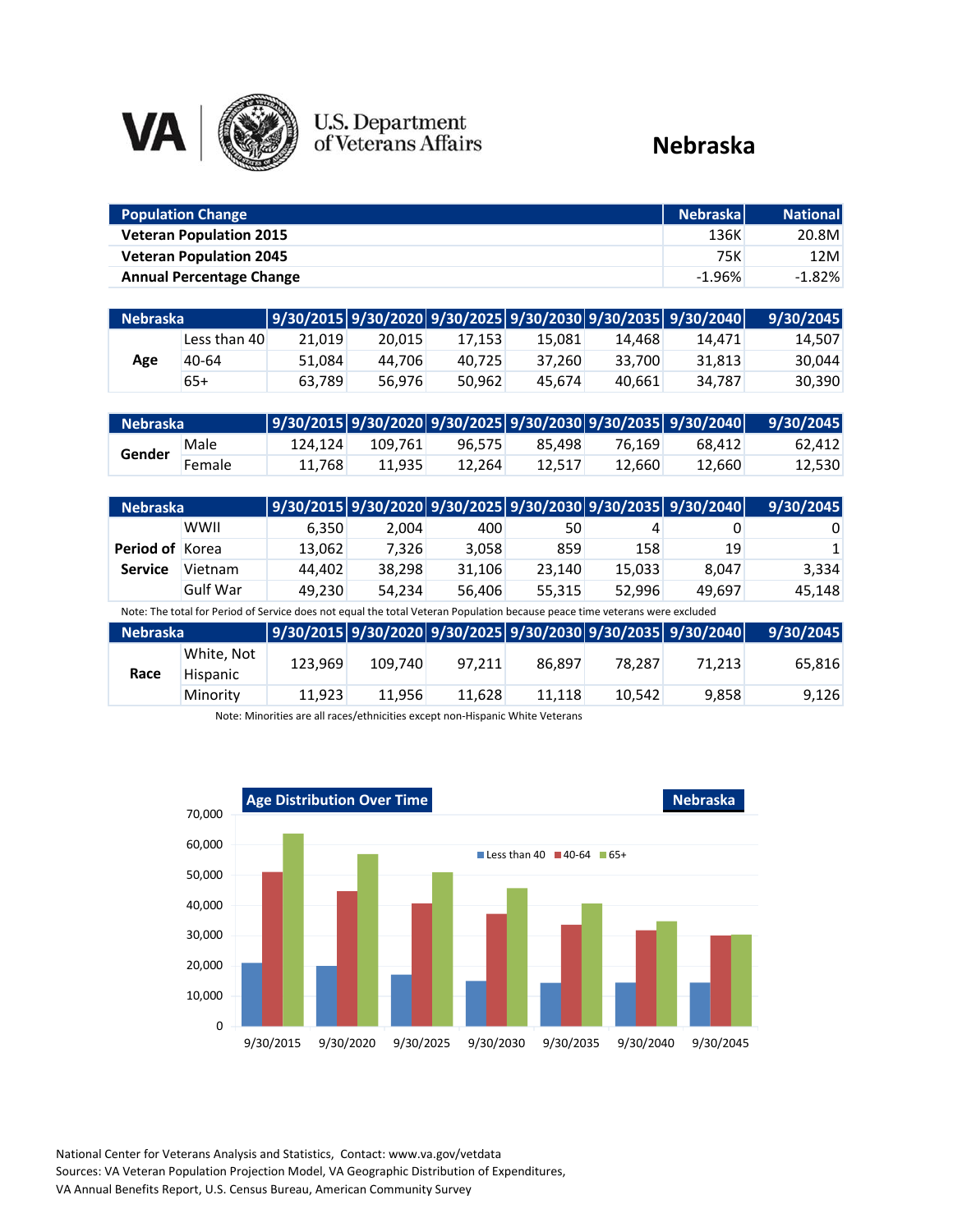U.S. Department of Veterans Affairs

# Nebraska

| Population Change | Nebraska | National |
|---|---|---|
| **Veteran Population 2015** | 136K | 20.8M |
| **Veteran Population 2045** | 75K | 12M |
| **Annual Percentage Change** | -1.96% | -1.82% |

| Nebraska | | 9/30/2015 | 9/30/2020 | 9/30/2025 | 9/30/2030 | 9/30/2035 | 9/30/2040 | 9/30/2045 |
|---|---|---|---|---|---|---|---|---|
| **Age** | Less than 40 | 21,019 | 20,015 | 17,153 | 15,081 | 14,468 | 14,471 | 14,507 |
| | 40-64 | 51,084 | 44,706 | 40,725 | 37,260 | 33,700 | 31,813 | 30,044 |
| | 65+ | 63,789 | 56,976 | 50,962 | 45,674 | 40,661 | 34,787 | 30,390 |

| Nebraska | | 9/30/2015 | 9/30/2020 | 9/30/2025 | 9/30/2030 | 9/30/2035 | 9/30/2040 | 9/30/2045 |
|---|---|---|---|---|---|---|---|---|
| **Gender** | Male | 124,124 | 109,761 | 96,575 | 85,498 | 76,169 | 68,412 | 62,412 |
| | Female | 11,768 | 11,935 | 12,264 | 12,517 | 12,660 | 12,660 | 12,530 |

| Nebraska | | 9/30/2015 | 9/30/2020 | 9/30/2025 | 9/30/2030 | 9/30/2035 | 9/30/2040 | 9/30/2045 |
|---|---|---|---|---|---|---|---|---|
| **Period of Service** | WWII | 6,350 | 2,004 | 400 | 50 | 4 | 0 | 0 |
| | Korea | 13,062 | 7,326 | 3,058 | 859 | 158 | 19 | 1 |
| | Vietnam | 44,402 | 38,298 | 31,106 | 23,140 | 15,033 | 8,047 | 3,334 |
| | Gulf War | 49,230 | 54,234 | 56,406 | 55,315 | 52,996 | 49,697 | 45,148 |

Note: The total for Period of Service does not equal the total Veteran Population because peace time veterans were excluded

| Nebraska | | 9/30/2015 | 9/30/2020 | 9/30/2025 | 9/30/2030 | 9/30/2035 | 9/30/2040 | 9/30/2045 |
|---|---|---|---|---|---|---|---|---|
| **Race** | White, Not Hispanic | 123,969 | 109,740 | 97,211 | 86,897 | 78,287 | 71,213 | 65,816 |
| | Minority | 11,923 | 11,956 | 11,628 | 11,118 | 10,542 | 9,858 | 9,126 |

Note: Minorities are all races/ethnicities except non-Hispanic White Veterans

Age Distribution Over Time

Nebraska

Less than 40
40-64
65+

70,000
60,000
50,000
40,000
30,000
20,000
10,000
0

9/30/2015
9/30/2020
9/30/2025
9/30/2030
9/30/2035
9/30/2040
9/30/2045

National Center for Veterans Analysis and Statistics, Contact: www.va.gov/vetdata
Sources: VA Veteran Population Projection Model, VA Geographic Distribution of Expenditures, VA Annual Benefits Report, U.S. Census Bureau, American Community Survey